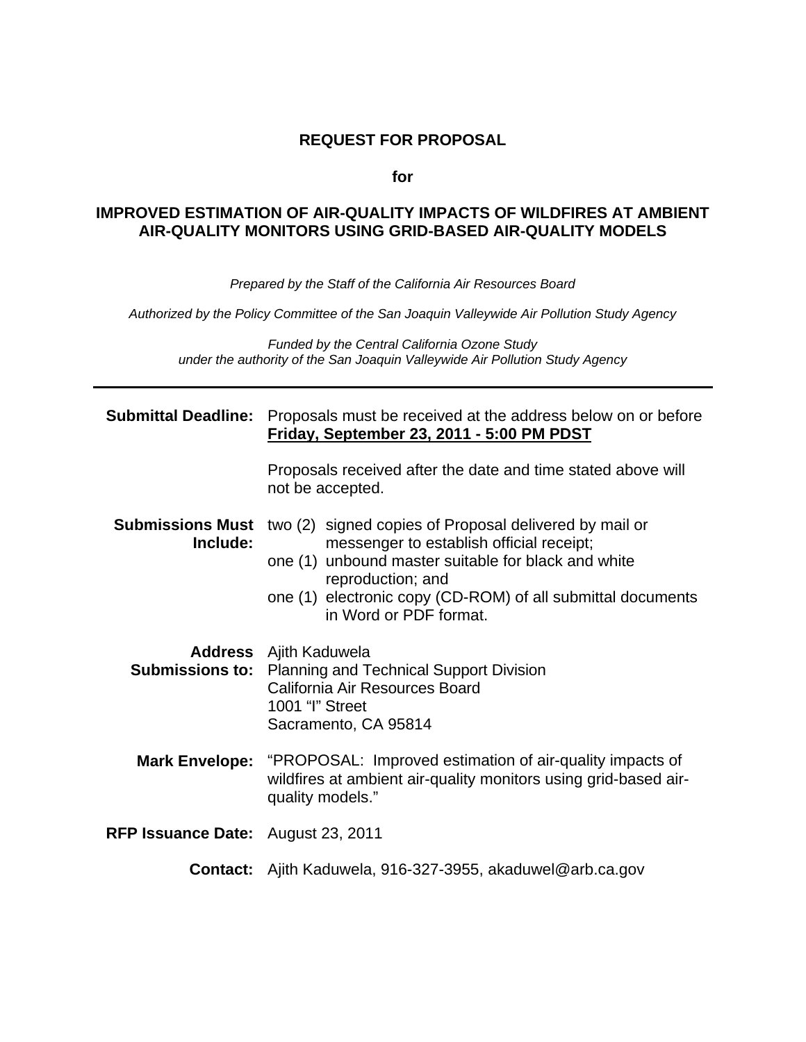# REQUEST FOR PROPOSAL

**for**

## IMPROVED ESTIMATION OF AIR-QUALITY IMPACTS OF WILDFIRES AT AMBIENT AIR-QUALITY MONITORS USING GRID-BASED AIR-QUALITY MODELS

*Prepared by the Staff of the California Air Resources Board*

*Authorized by the Policy Committee of the San Joaquin Valleywide Air Pollution Study Agency*

*Funded by the Central California Ozone Study under the authority of the San Joaquin Valleywide Air Pollution Study Agency*

---

**Submittal Deadline:** Proposals must be received at the address below on or before **Friday, September 23, 2011 - 5:00 PM PDST**

Proposals received after the date and time stated above will not be accepted.

**Submissions Must Include:**

- two (2) signed copies of Proposal delivered by mail or messenger to establish official receipt;
- one (1) unbound master suitable for black and white reproduction; and
- one (1) electronic copy (CD-ROM) of all submittal documents in Word or PDF format.

**Address Submissions to:**
Ajith Kaduwela
Planning and Technical Support Division
California Air Resources Board
1001 "I" Street
Sacramento, CA 95814

**Mark Envelope:** "PROPOSAL: Improved estimation of air-quality impacts of wildfires at ambient air-quality monitors using grid-based air-quality models."

**RFP Issuance Date:** August 23, 2011

**Contact:** Ajith Kaduwela, 916-327-3955, akaduwel@arb.ca.gov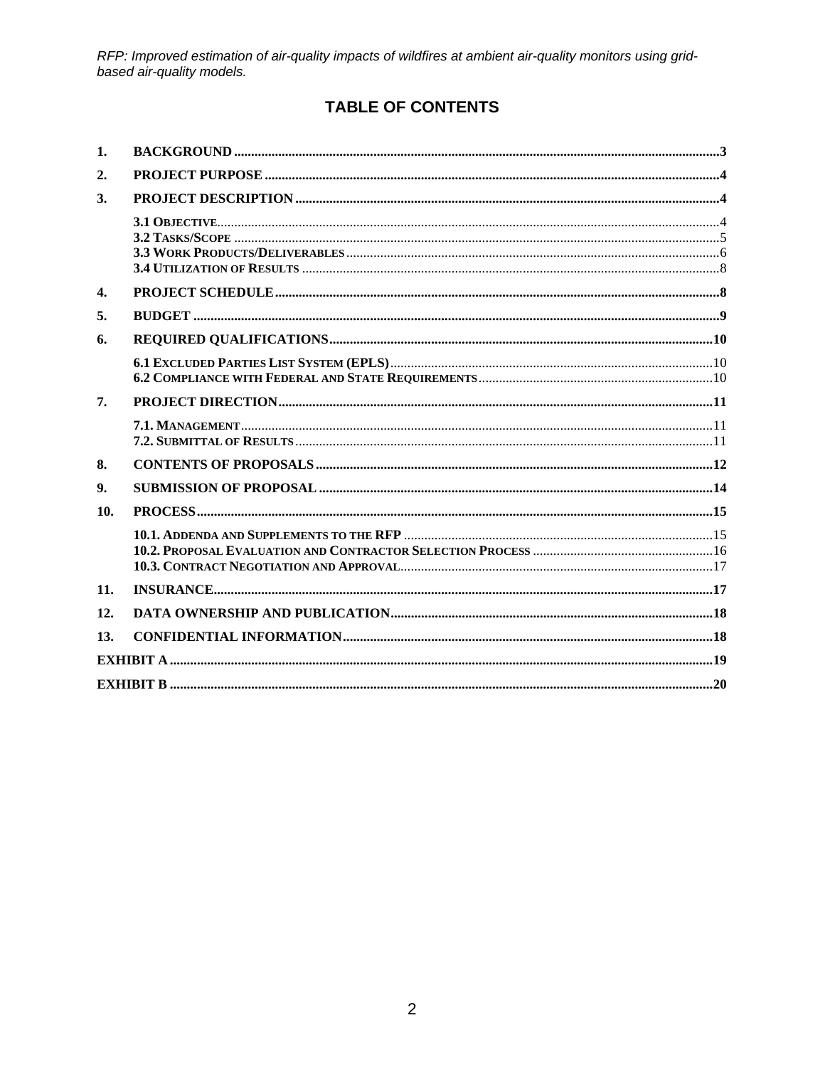# TABLE OF CONTENTS

1. BACKGROUND ..... 3
2. PROJECT PURPOSE ..... 4
3. PROJECT DESCRIPTION ..... 4
   - 3.1 OBJECTIVE ..... 4
   - 3.2 TASKS/SCOPE ..... 5
   - 3.3 WORK PRODUCTS/DELIVERABLES ..... 6
   - 3.4 UTILIZATION OF RESULTS ..... 8
4. PROJECT SCHEDULE ..... 8
5. BUDGET ..... 9
6. REQUIRED QUALIFICATIONS ..... 10
   - 6.1 EXCLUDED PARTIES LIST SYSTEM (EPLS) ..... 10
   - 6.2 COMPLIANCE WITH FEDERAL AND STATE REQUIREMENTS ..... 10
7. PROJECT DIRECTION ..... 11
   - 7.1. MANAGEMENT ..... 11
   - 7.2. SUBMITTAL OF RESULTS ..... 11
8. CONTENTS OF PROPOSALS ..... 12
9. SUBMISSION OF PROPOSAL ..... 14
10. PROCESS ..... 15
    - 10.1. ADDENDA AND SUPPLEMENTS TO THE RFP ..... 15
    - 10.2. PROPOSAL EVALUATION AND CONTRACTOR SELECTION PROCESS ..... 16
    - 10.3. CONTRACT NEGOTIATION AND APPROVAL ..... 17
11. INSURANCE ..... 17
12. DATA OWNERSHIP AND PUBLICATION ..... 18
13. CONFIDENTIAL INFORMATION ..... 18

EXHIBIT A ..... 19

EXHIBIT B ..... 20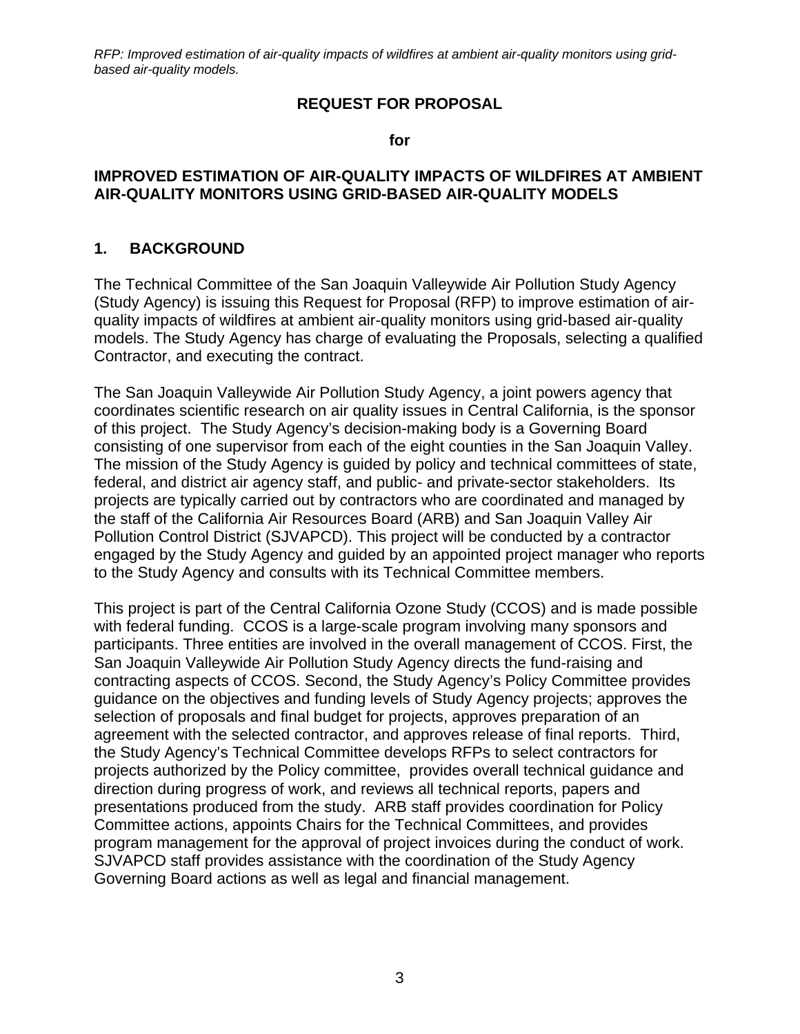**REQUEST FOR PROPOSAL**

**for**

**IMPROVED ESTIMATION OF AIR-QUALITY IMPACTS OF WILDFIRES AT AMBIENT AIR-QUALITY MONITORS USING GRID-BASED AIR-QUALITY MODELS**

## 1. BACKGROUND

The Technical Committee of the San Joaquin Valleywide Air Pollution Study Agency (Study Agency) is issuing this Request for Proposal (RFP) to improve estimation of air-quality impacts of wildfires at ambient air-quality monitors using grid-based air-quality models. The Study Agency has charge of evaluating the Proposals, selecting a qualified Contractor, and executing the contract.

The San Joaquin Valleywide Air Pollution Study Agency, a joint powers agency that coordinates scientific research on air quality issues in Central California, is the sponsor of this project. The Study Agency's decision-making body is a Governing Board consisting of one supervisor from each of the eight counties in the San Joaquin Valley. The mission of the Study Agency is guided by policy and technical committees of state, federal, and district air agency staff, and public- and private-sector stakeholders. Its projects are typically carried out by contractors who are coordinated and managed by the staff of the California Air Resources Board (ARB) and San Joaquin Valley Air Pollution Control District (SJVAPCD). This project will be conducted by a contractor engaged by the Study Agency and guided by an appointed project manager who reports to the Study Agency and consults with its Technical Committee members.

This project is part of the Central California Ozone Study (CCOS) and is made possible with federal funding. CCOS is a large-scale program involving many sponsors and participants. Three entities are involved in the overall management of CCOS. First, the San Joaquin Valleywide Air Pollution Study Agency directs the fund-raising and contracting aspects of CCOS. Second, the Study Agency's Policy Committee provides guidance on the objectives and funding levels of Study Agency projects; approves the selection of proposals and final budget for projects, approves preparation of an agreement with the selected contractor, and approves release of final reports. Third, the Study Agency's Technical Committee develops RFPs to select contractors for projects authorized by the Policy committee, provides overall technical guidance and direction during progress of work, and reviews all technical reports, papers and presentations produced from the study. ARB staff provides coordination for Policy Committee actions, appoints Chairs for the Technical Committees, and provides program management for the approval of project invoices during the conduct of work. SJVAPCD staff provides assistance with the coordination of the Study Agency Governing Board actions as well as legal and financial management.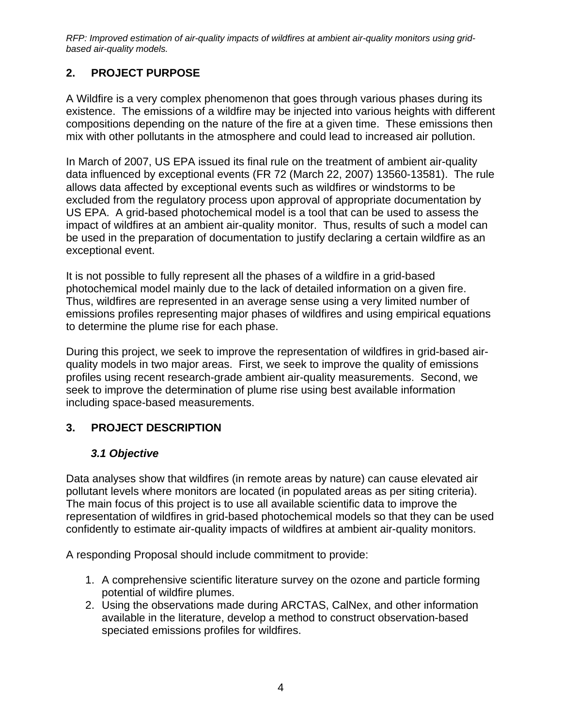## 2. PROJECT PURPOSE

A Wildfire is a very complex phenomenon that goes through various phases during its existence. The emissions of a wildfire may be injected into various heights with different compositions depending on the nature of the fire at a given time. These emissions then mix with other pollutants in the atmosphere and could lead to increased air pollution.

In March of 2007, US EPA issued its final rule on the treatment of ambient air-quality data influenced by exceptional events (FR 72 (March 22, 2007) 13560-13581). The rule allows data affected by exceptional events such as wildfires or windstorms to be excluded from the regulatory process upon approval of appropriate documentation by US EPA. A grid-based photochemical model is a tool that can be used to assess the impact of wildfires at an ambient air-quality monitor. Thus, results of such a model can be used in the preparation of documentation to justify declaring a certain wildfire as an exceptional event.

It is not possible to fully represent all the phases of a wildfire in a grid-based photochemical model mainly due to the lack of detailed information on a given fire. Thus, wildfires are represented in an average sense using a very limited number of emissions profiles representing major phases of wildfires and using empirical equations to determine the plume rise for each phase.

During this project, we seek to improve the representation of wildfires in grid-based air-quality models in two major areas. First, we seek to improve the quality of emissions profiles using recent research-grade ambient air-quality measurements. Second, we seek to improve the determination of plume rise using best available information including space-based measurements.

## 3. PROJECT DESCRIPTION

### *3.1 Objective*

Data analyses show that wildfires (in remote areas by nature) can cause elevated air pollutant levels where monitors are located (in populated areas as per siting criteria). The main focus of this project is to use all available scientific data to improve the representation of wildfires in grid-based photochemical models so that they can be used confidently to estimate air-quality impacts of wildfires at ambient air-quality monitors.

A responding Proposal should include commitment to provide:

1. A comprehensive scientific literature survey on the ozone and particle forming potential of wildfire plumes.
2. Using the observations made during ARCTAS, CalNex, and other information available in the literature, develop a method to construct observation-based speciated emissions profiles for wildfires.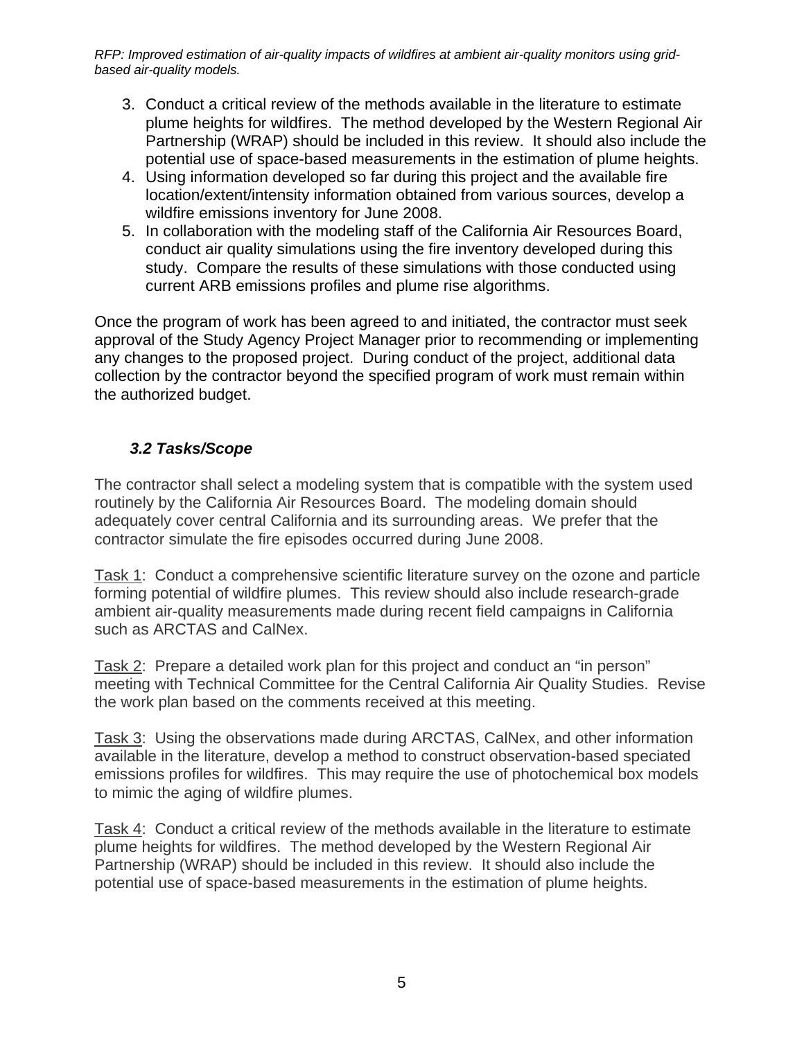3. Conduct a critical review of the methods available in the literature to estimate plume heights for wildfires. The method developed by the Western Regional Air Partnership (WRAP) should be included in this review. It should also include the potential use of space-based measurements in the estimation of plume heights.
4. Using information developed so far during this project and the available fire location/extent/intensity information obtained from various sources, develop a wildfire emissions inventory for June 2008.
5. In collaboration with the modeling staff of the California Air Resources Board, conduct air quality simulations using the fire inventory developed during this study. Compare the results of these simulations with those conducted using current ARB emissions profiles and plume rise algorithms.

Once the program of work has been agreed to and initiated, the contractor must seek approval of the Study Agency Project Manager prior to recommending or implementing any changes to the proposed project. During conduct of the project, additional data collection by the contractor beyond the specified program of work must remain within the authorized budget.

### *3.2 Tasks/Scope*

The contractor shall select a modeling system that is compatible with the system used routinely by the California Air Resources Board. The modeling domain should adequately cover central California and its surrounding areas. We prefer that the contractor simulate the fire episodes occurred during June 2008.

Task 1: Conduct a comprehensive scientific literature survey on the ozone and particle forming potential of wildfire plumes. This review should also include research-grade ambient air-quality measurements made during recent field campaigns in California such as ARCTAS and CalNex.

Task 2: Prepare a detailed work plan for this project and conduct an "in person" meeting with Technical Committee for the Central California Air Quality Studies. Revise the work plan based on the comments received at this meeting.

Task 3: Using the observations made during ARCTAS, CalNex, and other information available in the literature, develop a method to construct observation-based speciated emissions profiles for wildfires. This may require the use of photochemical box models to mimic the aging of wildfire plumes.

Task 4: Conduct a critical review of the methods available in the literature to estimate plume heights for wildfires. The method developed by the Western Regional Air Partnership (WRAP) should be included in this review. It should also include the potential use of space-based measurements in the estimation of plume heights.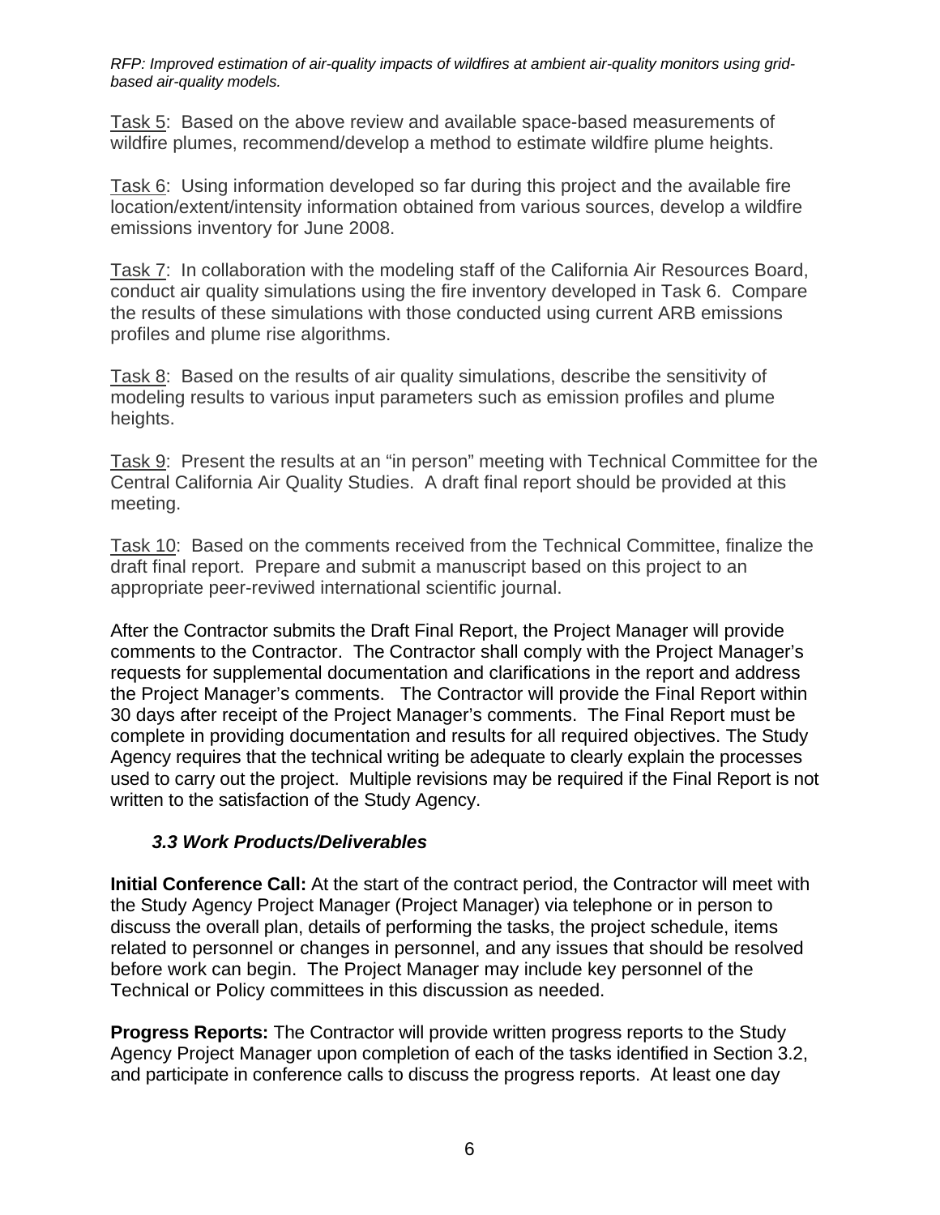Task 5: Based on the above review and available space-based measurements of wildfire plumes, recommend/develop a method to estimate wildfire plume heights.

Task 6: Using information developed so far during this project and the available fire location/extent/intensity information obtained from various sources, develop a wildfire emissions inventory for June 2008.

Task 7: In collaboration with the modeling staff of the California Air Resources Board, conduct air quality simulations using the fire inventory developed in Task 6. Compare the results of these simulations with those conducted using current ARB emissions profiles and plume rise algorithms.

Task 8: Based on the results of air quality simulations, describe the sensitivity of modeling results to various input parameters such as emission profiles and plume heights.

Task 9: Present the results at an "in person" meeting with Technical Committee for the Central California Air Quality Studies. A draft final report should be provided at this meeting.

Task 10: Based on the comments received from the Technical Committee, finalize the draft final report. Prepare and submit a manuscript based on this project to an appropriate peer-reviwed international scientific journal.

After the Contractor submits the Draft Final Report, the Project Manager will provide comments to the Contractor. The Contractor shall comply with the Project Manager's requests for supplemental documentation and clarifications in the report and address the Project Manager's comments. The Contractor will provide the Final Report within 30 days after receipt of the Project Manager's comments. The Final Report must be complete in providing documentation and results for all required objectives. The Study Agency requires that the technical writing be adequate to clearly explain the processes used to carry out the project. Multiple revisions may be required if the Final Report is not written to the satisfaction of the Study Agency.

### *3.3 Work Products/Deliverables*

**Initial Conference Call:** At the start of the contract period, the Contractor will meet with the Study Agency Project Manager (Project Manager) via telephone or in person to discuss the overall plan, details of performing the tasks, the project schedule, items related to personnel or changes in personnel, and any issues that should be resolved before work can begin. The Project Manager may include key personnel of the Technical or Policy committees in this discussion as needed.

**Progress Reports:** The Contractor will provide written progress reports to the Study Agency Project Manager upon completion of each of the tasks identified in Section 3.2, and participate in conference calls to discuss the progress reports. At least one day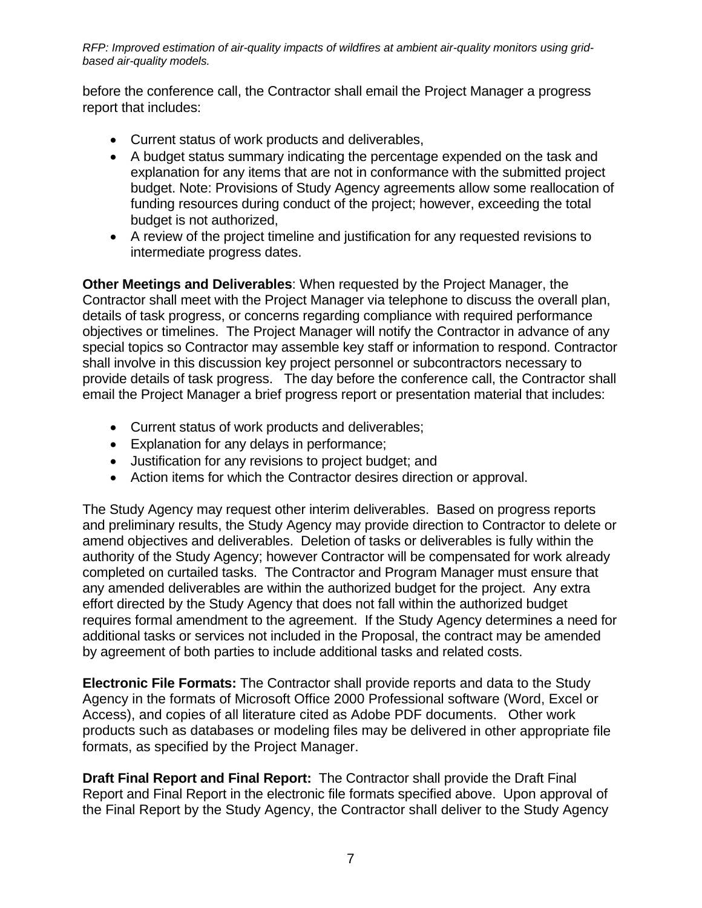before the conference call, the Contractor shall email the Project Manager a progress report that includes:

- Current status of work products and deliverables,
- A budget status summary indicating the percentage expended on the task and explanation for any items that are not in conformance with the submitted project budget. Note: Provisions of Study Agency agreements allow some reallocation of funding resources during conduct of the project; however, exceeding the total budget is not authorized,
- A review of the project timeline and justification for any requested revisions to intermediate progress dates.

**Other Meetings and Deliverables**: When requested by the Project Manager, the Contractor shall meet with the Project Manager via telephone to discuss the overall plan, details of task progress, or concerns regarding compliance with required performance objectives or timelines. The Project Manager will notify the Contractor in advance of any special topics so Contractor may assemble key staff or information to respond. Contractor shall involve in this discussion key project personnel or subcontractors necessary to provide details of task progress. The day before the conference call, the Contractor shall email the Project Manager a brief progress report or presentation material that includes:

- Current status of work products and deliverables;
- Explanation for any delays in performance;
- Justification for any revisions to project budget; and
- Action items for which the Contractor desires direction or approval.

The Study Agency may request other interim deliverables. Based on progress reports and preliminary results, the Study Agency may provide direction to Contractor to delete or amend objectives and deliverables. Deletion of tasks or deliverables is fully within the authority of the Study Agency; however Contractor will be compensated for work already completed on curtailed tasks. The Contractor and Program Manager must ensure that any amended deliverables are within the authorized budget for the project. Any extra effort directed by the Study Agency that does not fall within the authorized budget requires formal amendment to the agreement. If the Study Agency determines a need for additional tasks or services not included in the Proposal, the contract may be amended by agreement of both parties to include additional tasks and related costs.

**Electronic File Formats:** The Contractor shall provide reports and data to the Study Agency in the formats of Microsoft Office 2000 Professional software (Word, Excel or Access), and copies of all literature cited as Adobe PDF documents. Other work products such as databases or modeling files may be delivered in other appropriate file formats, as specified by the Project Manager.

**Draft Final Report and Final Report:** The Contractor shall provide the Draft Final Report and Final Report in the electronic file formats specified above. Upon approval of the Final Report by the Study Agency, the Contractor shall deliver to the Study Agency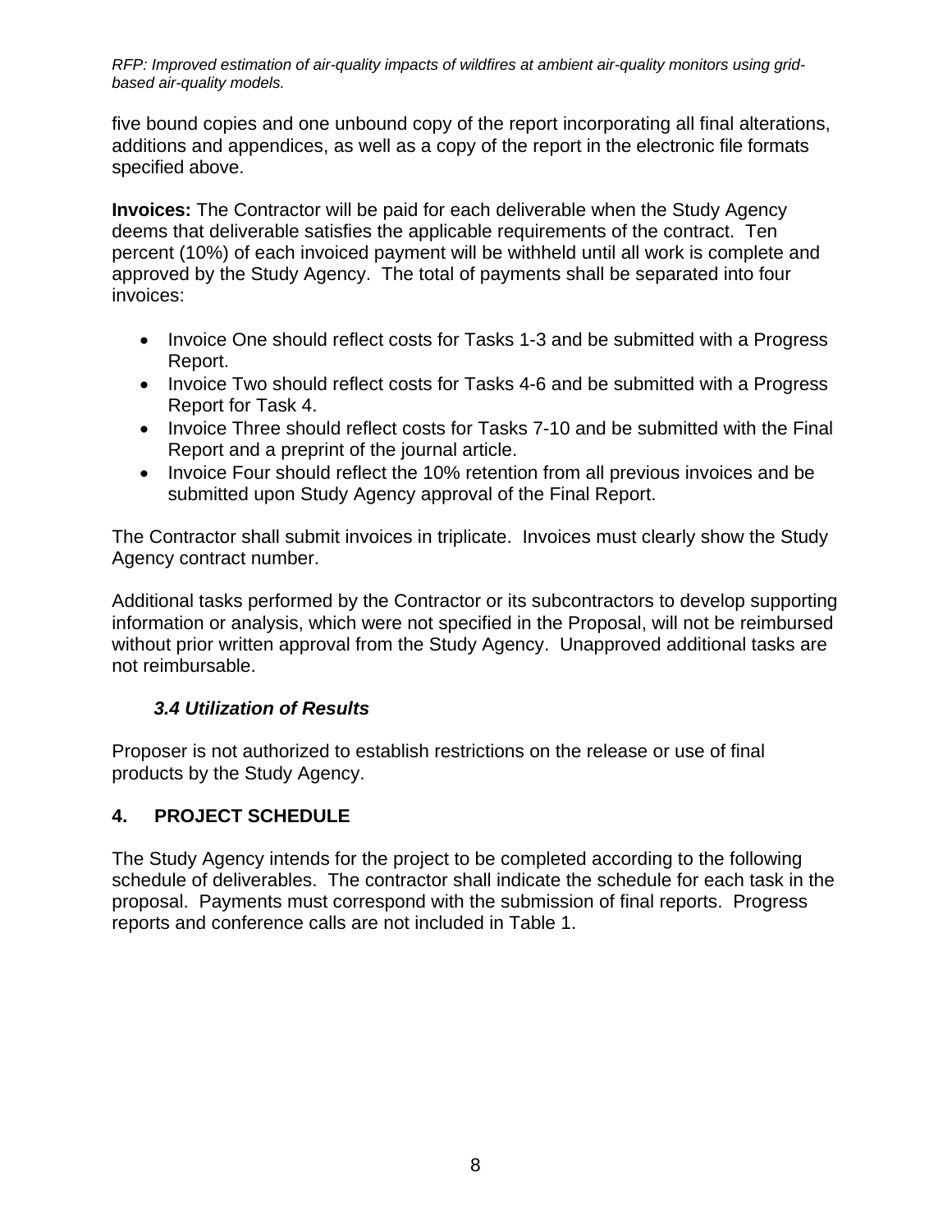five bound copies and one unbound copy of the report incorporating all final alterations, additions and appendices, as well as a copy of the report in the electronic file formats specified above.

**Invoices:** The Contractor will be paid for each deliverable when the Study Agency deems that deliverable satisfies the applicable requirements of the contract. Ten percent (10%) of each invoiced payment will be withheld until all work is complete and approved by the Study Agency. The total of payments shall be separated into four invoices:

- Invoice One should reflect costs for Tasks 1-3 and be submitted with a Progress Report.
- Invoice Two should reflect costs for Tasks 4-6 and be submitted with a Progress Report for Task 4.
- Invoice Three should reflect costs for Tasks 7-10 and be submitted with the Final Report and a preprint of the journal article.
- Invoice Four should reflect the 10% retention from all previous invoices and be submitted upon Study Agency approval of the Final Report.

The Contractor shall submit invoices in triplicate. Invoices must clearly show the Study Agency contract number.

Additional tasks performed by the Contractor or its subcontractors to develop supporting information or analysis, which were not specified in the Proposal, will not be reimbursed without prior written approval from the Study Agency. Unapproved additional tasks are not reimbursable.

### *3.4 Utilization of Results*

Proposer is not authorized to establish restrictions on the release or use of final products by the Study Agency.

## 4. PROJECT SCHEDULE

The Study Agency intends for the project to be completed according to the following schedule of deliverables. The contractor shall indicate the schedule for each task in the proposal. Payments must correspond with the submission of final reports. Progress reports and conference calls are not included in Table 1.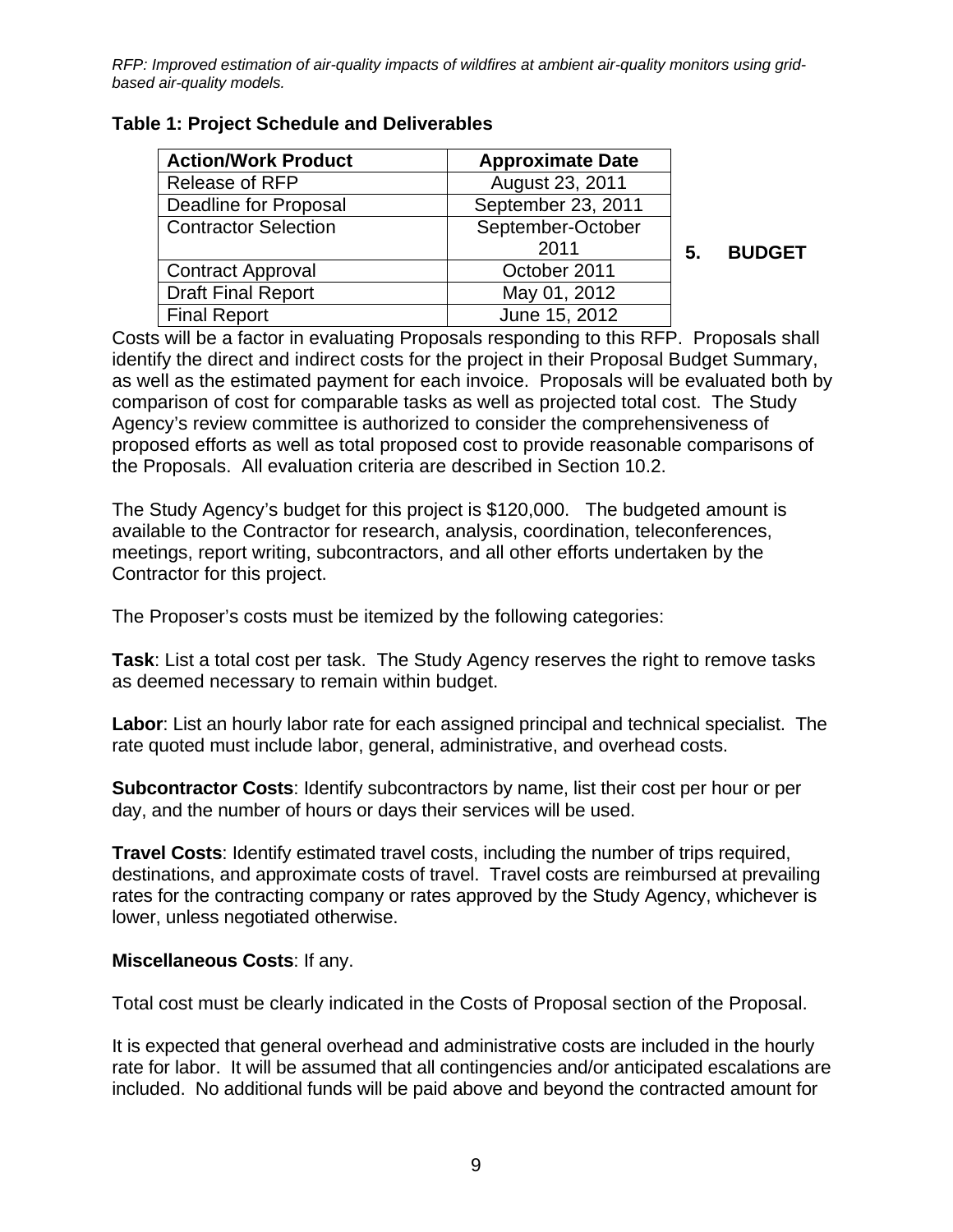**Table 1: Project Schedule and Deliverables**

| Action/Work Product | Approximate Date |
| --- | --- |
| Release of RFP | August 23, 2011 |
| Deadline for Proposal | September 23, 2011 |
| Contractor Selection | September-October 2011 |
| Contract Approval | October 2011 |
| Draft Final Report | May 01, 2012 |
| Final Report | June 15, 2012 |

## 5. BUDGET

Costs will be a factor in evaluating Proposals responding to this RFP. Proposals shall identify the direct and indirect costs for the project in their Proposal Budget Summary, as well as the estimated payment for each invoice. Proposals will be evaluated both by comparison of cost for comparable tasks as well as projected total cost. The Study Agency's review committee is authorized to consider the comprehensiveness of proposed efforts as well as total proposed cost to provide reasonable comparisons of the Proposals. All evaluation criteria are described in Section 10.2.

The Study Agency's budget for this project is $120,000. The budgeted amount is available to the Contractor for research, analysis, coordination, teleconferences, meetings, report writing, subcontractors, and all other efforts undertaken by the Contractor for this project.

The Proposer's costs must be itemized by the following categories:

**Task**: List a total cost per task. The Study Agency reserves the right to remove tasks as deemed necessary to remain within budget.

**Labor**: List an hourly labor rate for each assigned principal and technical specialist. The rate quoted must include labor, general, administrative, and overhead costs.

**Subcontractor Costs**: Identify subcontractors by name, list their cost per hour or per day, and the number of hours or days their services will be used.

**Travel Costs**: Identify estimated travel costs, including the number of trips required, destinations, and approximate costs of travel. Travel costs are reimbursed at prevailing rates for the contracting company or rates approved by the Study Agency, whichever is lower, unless negotiated otherwise.

**Miscellaneous Costs**: If any.

Total cost must be clearly indicated in the Costs of Proposal section of the Proposal.

It is expected that general overhead and administrative costs are included in the hourly rate for labor. It will be assumed that all contingencies and/or anticipated escalations are included. No additional funds will be paid above and beyond the contracted amount for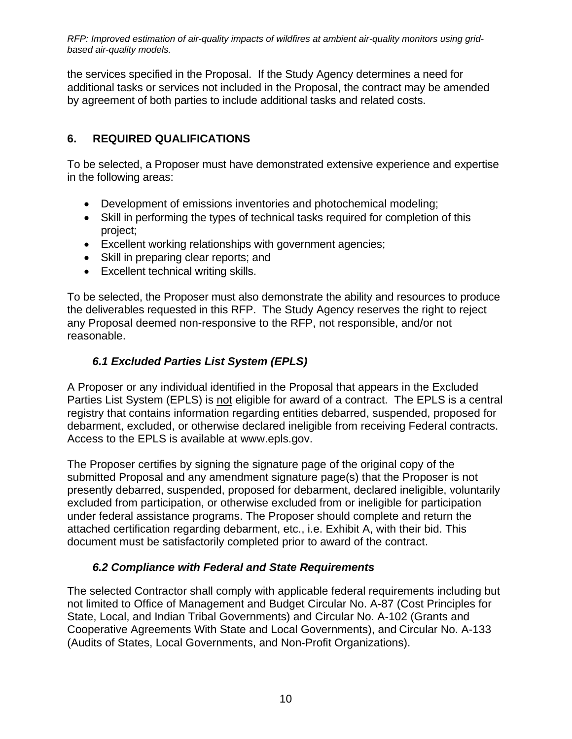the services specified in the Proposal. If the Study Agency determines a need for additional tasks or services not included in the Proposal, the contract may be amended by agreement of both parties to include additional tasks and related costs.

## 6. REQUIRED QUALIFICATIONS

To be selected, a Proposer must have demonstrated extensive experience and expertise in the following areas:

- Development of emissions inventories and photochemical modeling;
- Skill in performing the types of technical tasks required for completion of this project;
- Excellent working relationships with government agencies;
- Skill in preparing clear reports; and
- Excellent technical writing skills.

To be selected, the Proposer must also demonstrate the ability and resources to produce the deliverables requested in this RFP. The Study Agency reserves the right to reject any Proposal deemed non-responsive to the RFP, not responsible, and/or not reasonable.

### *6.1 Excluded Parties List System (EPLS)*

A Proposer or any individual identified in the Proposal that appears in the Excluded Parties List System (EPLS) is not eligible for award of a contract. The EPLS is a central registry that contains information regarding entities debarred, suspended, proposed for debarment, excluded, or otherwise declared ineligible from receiving Federal contracts. Access to the EPLS is available at www.epls.gov.

The Proposer certifies by signing the signature page of the original copy of the submitted Proposal and any amendment signature page(s) that the Proposer is not presently debarred, suspended, proposed for debarment, declared ineligible, voluntarily excluded from participation, or otherwise excluded from or ineligible for participation under federal assistance programs. The Proposer should complete and return the attached certification regarding debarment, etc., i.e. Exhibit A, with their bid. This document must be satisfactorily completed prior to award of the contract.

### *6.2 Compliance with Federal and State Requirements*

The selected Contractor shall comply with applicable federal requirements including but not limited to Office of Management and Budget Circular No. A-87 (Cost Principles for State, Local, and Indian Tribal Governments) and Circular No. A-102 (Grants and Cooperative Agreements With State and Local Governments), and Circular No. A-133 (Audits of States, Local Governments, and Non-Profit Organizations).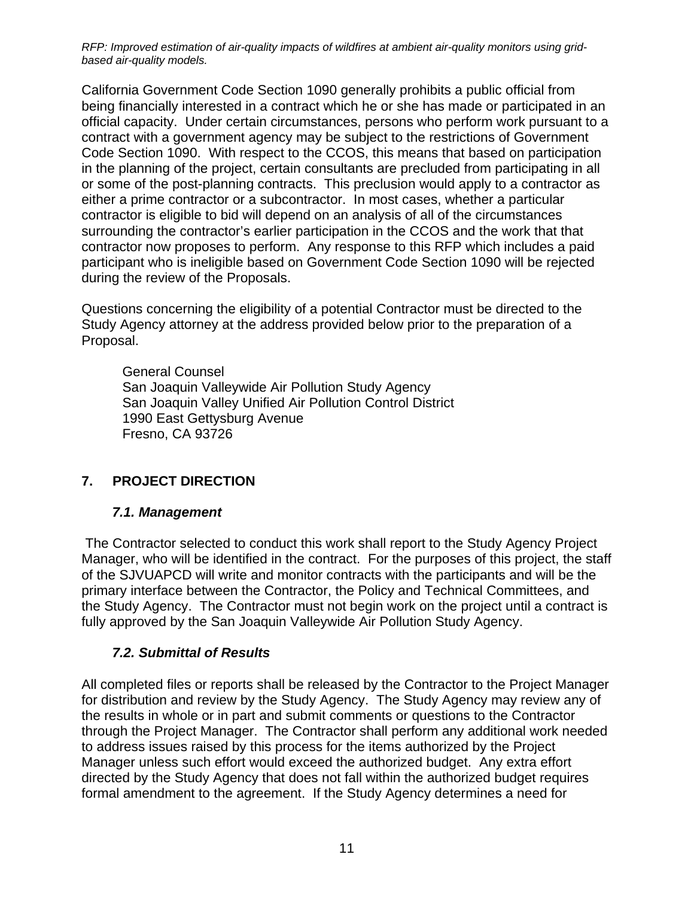California Government Code Section 1090 generally prohibits a public official from being financially interested in a contract which he or she has made or participated in an official capacity. Under certain circumstances, persons who perform work pursuant to a contract with a government agency may be subject to the restrictions of Government Code Section 1090. With respect to the CCOS, this means that based on participation in the planning of the project, certain consultants are precluded from participating in all or some of the post-planning contracts. This preclusion would apply to a contractor as either a prime contractor or a subcontractor. In most cases, whether a particular contractor is eligible to bid will depend on an analysis of all of the circumstances surrounding the contractor's earlier participation in the CCOS and the work that that contractor now proposes to perform. Any response to this RFP which includes a paid participant who is ineligible based on Government Code Section 1090 will be rejected during the review of the Proposals.

Questions concerning the eligibility of a potential Contractor must be directed to the Study Agency attorney at the address provided below prior to the preparation of a Proposal.

General Counsel
San Joaquin Valleywide Air Pollution Study Agency
San Joaquin Valley Unified Air Pollution Control District
1990 East Gettysburg Avenue
Fresno, CA 93726

## 7. PROJECT DIRECTION

### *7.1. Management*

The Contractor selected to conduct this work shall report to the Study Agency Project Manager, who will be identified in the contract. For the purposes of this project, the staff of the SJVUAPCD will write and monitor contracts with the participants and will be the primary interface between the Contractor, the Policy and Technical Committees, and the Study Agency. The Contractor must not begin work on the project until a contract is fully approved by the San Joaquin Valleywide Air Pollution Study Agency.

### *7.2. Submittal of Results*

All completed files or reports shall be released by the Contractor to the Project Manager for distribution and review by the Study Agency. The Study Agency may review any of the results in whole or in part and submit comments or questions to the Contractor through the Project Manager. The Contractor shall perform any additional work needed to address issues raised by this process for the items authorized by the Project Manager unless such effort would exceed the authorized budget. Any extra effort directed by the Study Agency that does not fall within the authorized budget requires formal amendment to the agreement. If the Study Agency determines a need for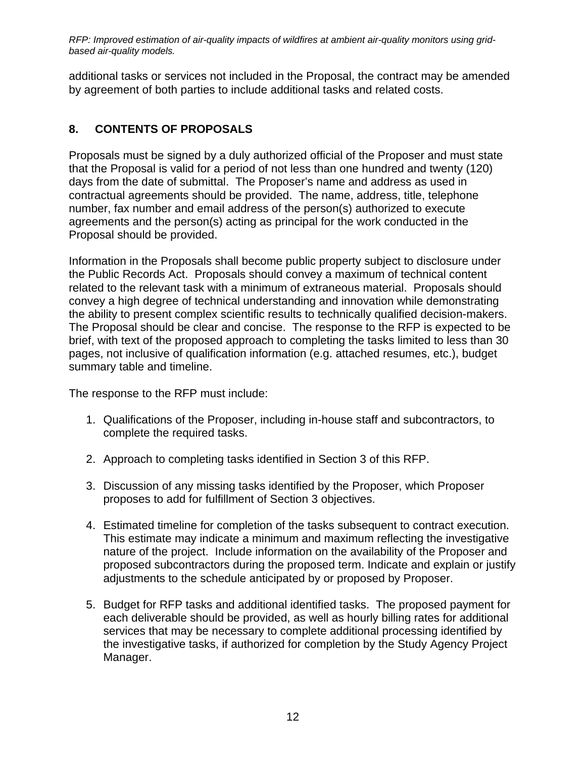additional tasks or services not included in the Proposal, the contract may be amended by agreement of both parties to include additional tasks and related costs.

## 8. CONTENTS OF PROPOSALS

Proposals must be signed by a duly authorized official of the Proposer and must state that the Proposal is valid for a period of not less than one hundred and twenty (120) days from the date of submittal. The Proposer's name and address as used in contractual agreements should be provided. The name, address, title, telephone number, fax number and email address of the person(s) authorized to execute agreements and the person(s) acting as principal for the work conducted in the Proposal should be provided.

Information in the Proposals shall become public property subject to disclosure under the Public Records Act. Proposals should convey a maximum of technical content related to the relevant task with a minimum of extraneous material. Proposals should convey a high degree of technical understanding and innovation while demonstrating the ability to present complex scientific results to technically qualified decision-makers. The Proposal should be clear and concise. The response to the RFP is expected to be brief, with text of the proposed approach to completing the tasks limited to less than 30 pages, not inclusive of qualification information (e.g. attached resumes, etc.), budget summary table and timeline.

The response to the RFP must include:

1. Qualifications of the Proposer, including in-house staff and subcontractors, to complete the required tasks.

2. Approach to completing tasks identified in Section 3 of this RFP.

3. Discussion of any missing tasks identified by the Proposer, which Proposer proposes to add for fulfillment of Section 3 objectives.

4. Estimated timeline for completion of the tasks subsequent to contract execution. This estimate may indicate a minimum and maximum reflecting the investigative nature of the project. Include information on the availability of the Proposer and proposed subcontractors during the proposed term. Indicate and explain or justify adjustments to the schedule anticipated by or proposed by Proposer.

5. Budget for RFP tasks and additional identified tasks. The proposed payment for each deliverable should be provided, as well as hourly billing rates for additional services that may be necessary to complete additional processing identified by the investigative tasks, if authorized for completion by the Study Agency Project Manager.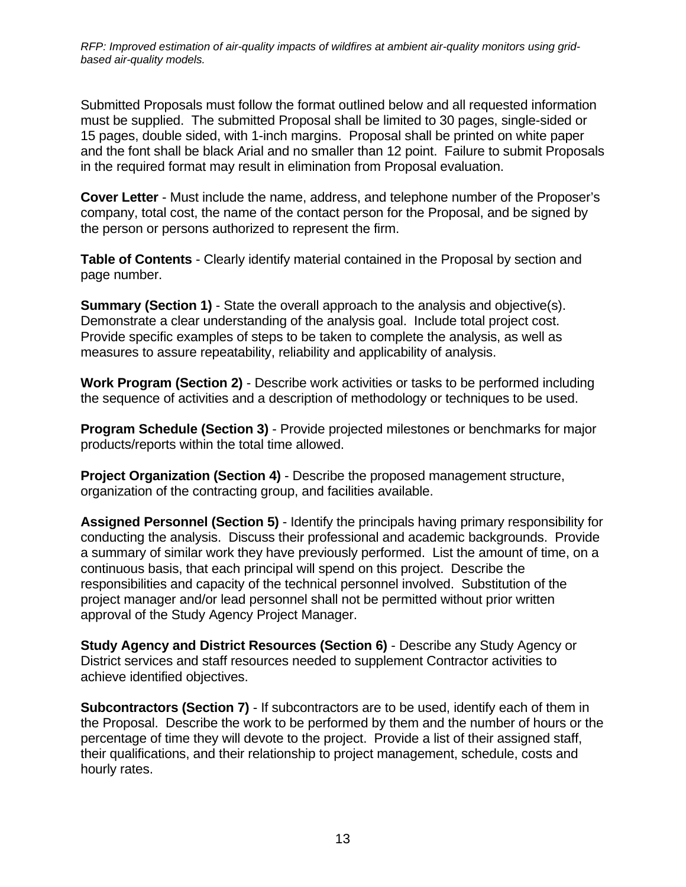Submitted Proposals must follow the format outlined below and all requested information must be supplied. The submitted Proposal shall be limited to 30 pages, single-sided or 15 pages, double sided, with 1-inch margins. Proposal shall be printed on white paper and the font shall be black Arial and no smaller than 12 point. Failure to submit Proposals in the required format may result in elimination from Proposal evaluation.

**Cover Letter** - Must include the name, address, and telephone number of the Proposer's company, total cost, the name of the contact person for the Proposal, and be signed by the person or persons authorized to represent the firm.

**Table of Contents** - Clearly identify material contained in the Proposal by section and page number.

**Summary (Section 1)** - State the overall approach to the analysis and objective(s). Demonstrate a clear understanding of the analysis goal. Include total project cost. Provide specific examples of steps to be taken to complete the analysis, as well as measures to assure repeatability, reliability and applicability of analysis.

**Work Program (Section 2)** - Describe work activities or tasks to be performed including the sequence of activities and a description of methodology or techniques to be used.

**Program Schedule (Section 3)** - Provide projected milestones or benchmarks for major products/reports within the total time allowed.

**Project Organization (Section 4)** - Describe the proposed management structure, organization of the contracting group, and facilities available.

**Assigned Personnel (Section 5)** - Identify the principals having primary responsibility for conducting the analysis. Discuss their professional and academic backgrounds. Provide a summary of similar work they have previously performed. List the amount of time, on a continuous basis, that each principal will spend on this project. Describe the responsibilities and capacity of the technical personnel involved. Substitution of the project manager and/or lead personnel shall not be permitted without prior written approval of the Study Agency Project Manager.

**Study Agency and District Resources (Section 6)** - Describe any Study Agency or District services and staff resources needed to supplement Contractor activities to achieve identified objectives.

**Subcontractors (Section 7)** - If subcontractors are to be used, identify each of them in the Proposal. Describe the work to be performed by them and the number of hours or the percentage of time they will devote to the project. Provide a list of their assigned staff, their qualifications, and their relationship to project management, schedule, costs and hourly rates.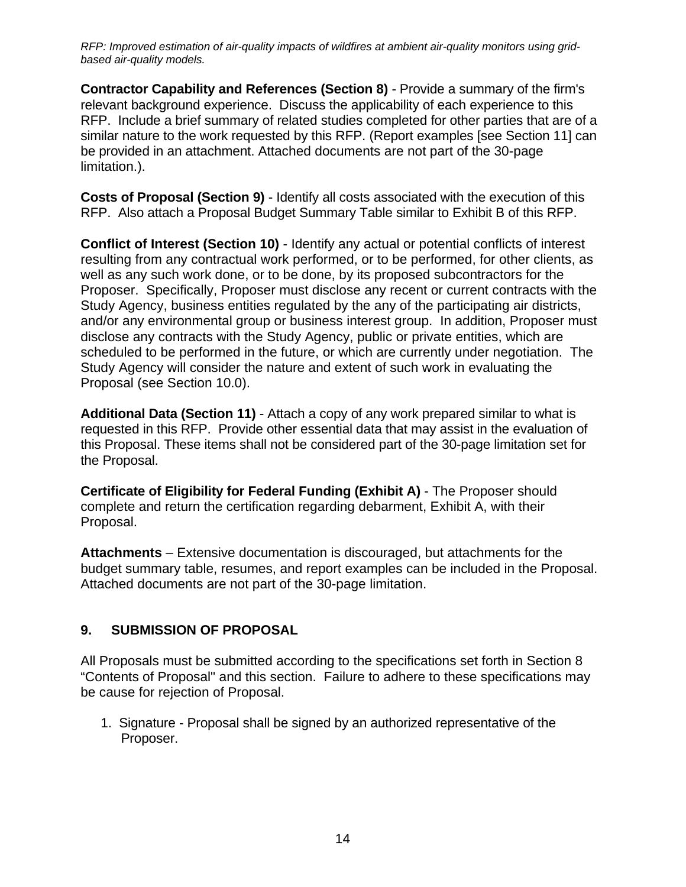**Contractor Capability and References (Section 8)** - Provide a summary of the firm's relevant background experience. Discuss the applicability of each experience to this RFP. Include a brief summary of related studies completed for other parties that are of a similar nature to the work requested by this RFP. (Report examples [see Section 11] can be provided in an attachment. Attached documents are not part of the 30-page limitation.).

**Costs of Proposal (Section 9)** - Identify all costs associated with the execution of this RFP. Also attach a Proposal Budget Summary Table similar to Exhibit B of this RFP.

**Conflict of Interest (Section 10)** - Identify any actual or potential conflicts of interest resulting from any contractual work performed, or to be performed, for other clients, as well as any such work done, or to be done, by its proposed subcontractors for the Proposer. Specifically, Proposer must disclose any recent or current contracts with the Study Agency, business entities regulated by the any of the participating air districts, and/or any environmental group or business interest group. In addition, Proposer must disclose any contracts with the Study Agency, public or private entities, which are scheduled to be performed in the future, or which are currently under negotiation. The Study Agency will consider the nature and extent of such work in evaluating the Proposal (see Section 10.0).

**Additional Data (Section 11)** - Attach a copy of any work prepared similar to what is requested in this RFP. Provide other essential data that may assist in the evaluation of this Proposal. These items shall not be considered part of the 30-page limitation set for the Proposal.

**Certificate of Eligibility for Federal Funding (Exhibit A)** - The Proposer should complete and return the certification regarding debarment, Exhibit A, with their Proposal.

**Attachments** – Extensive documentation is discouraged, but attachments for the budget summary table, resumes, and report examples can be included in the Proposal. Attached documents are not part of the 30-page limitation.

## 9. SUBMISSION OF PROPOSAL

All Proposals must be submitted according to the specifications set forth in Section 8 "Contents of Proposal" and this section. Failure to adhere to these specifications may be cause for rejection of Proposal.

1. Signature - Proposal shall be signed by an authorized representative of the Proposer.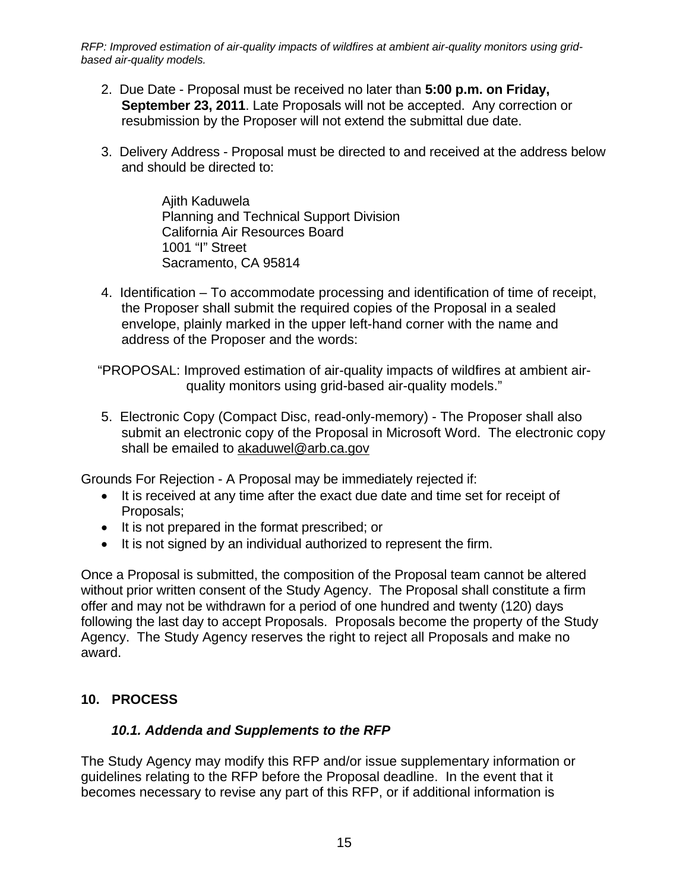2. Due Date - Proposal must be received no later than **5:00 p.m. on Friday, September 23, 2011**. Late Proposals will not be accepted. Any correction or resubmission by the Proposer will not extend the submittal due date.

3. Delivery Address - Proposal must be directed to and received at the address below and should be directed to:

   Ajith Kaduwela
   Planning and Technical Support Division
   California Air Resources Board
   1001 "I" Street
   Sacramento, CA 95814

4. Identification – To accommodate processing and identification of time of receipt, the Proposer shall submit the required copies of the Proposal in a sealed envelope, plainly marked in the upper left-hand corner with the name and address of the Proposer and the words:

"PROPOSAL: Improved estimation of air-quality impacts of wildfires at ambient air-quality monitors using grid-based air-quality models."

5. Electronic Copy (Compact Disc, read-only-memory) - The Proposer shall also submit an electronic copy of the Proposal in Microsoft Word. The electronic copy shall be emailed to akaduwel@arb.ca.gov

Grounds For Rejection - A Proposal may be immediately rejected if:

- It is received at any time after the exact due date and time set for receipt of Proposals;
- It is not prepared in the format prescribed; or
- It is not signed by an individual authorized to represent the firm.

Once a Proposal is submitted, the composition of the Proposal team cannot be altered without prior written consent of the Study Agency. The Proposal shall constitute a firm offer and may not be withdrawn for a period of one hundred and twenty (120) days following the last day to accept Proposals. Proposals become the property of the Study Agency. The Study Agency reserves the right to reject all Proposals and make no award.

## 10. PROCESS

### *10.1. Addenda and Supplements to the RFP*

The Study Agency may modify this RFP and/or issue supplementary information or guidelines relating to the RFP before the Proposal deadline. In the event that it becomes necessary to revise any part of this RFP, or if additional information is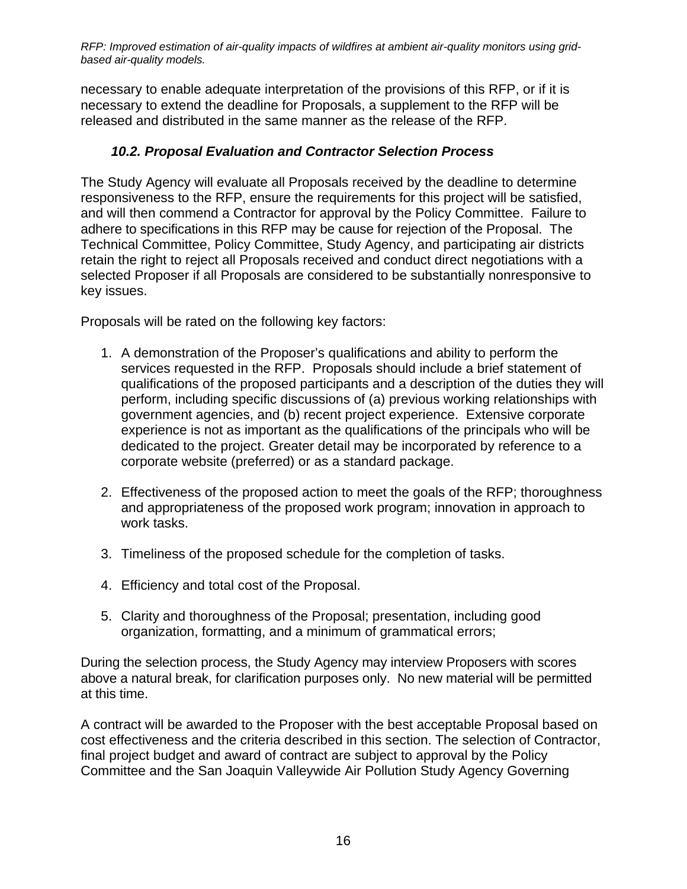necessary to enable adequate interpretation of the provisions of this RFP, or if it is necessary to extend the deadline for Proposals, a supplement to the RFP will be released and distributed in the same manner as the release of the RFP.

### *10.2. Proposal Evaluation and Contractor Selection Process*

The Study Agency will evaluate all Proposals received by the deadline to determine responsiveness to the RFP, ensure the requirements for this project will be satisfied, and will then commend a Contractor for approval by the Policy Committee. Failure to adhere to specifications in this RFP may be cause for rejection of the Proposal. The Technical Committee, Policy Committee, Study Agency, and participating air districts retain the right to reject all Proposals received and conduct direct negotiations with a selected Proposer if all Proposals are considered to be substantially nonresponsive to key issues.

Proposals will be rated on the following key factors:

1. A demonstration of the Proposer's qualifications and ability to perform the services requested in the RFP. Proposals should include a brief statement of qualifications of the proposed participants and a description of the duties they will perform, including specific discussions of (a) previous working relationships with government agencies, and (b) recent project experience. Extensive corporate experience is not as important as the qualifications of the principals who will be dedicated to the project. Greater detail may be incorporated by reference to a corporate website (preferred) or as a standard package.

2. Effectiveness of the proposed action to meet the goals of the RFP; thoroughness and appropriateness of the proposed work program; innovation in approach to work tasks.

3. Timeliness of the proposed schedule for the completion of tasks.

4. Efficiency and total cost of the Proposal.

5. Clarity and thoroughness of the Proposal; presentation, including good organization, formatting, and a minimum of grammatical errors;

During the selection process, the Study Agency may interview Proposers with scores above a natural break, for clarification purposes only. No new material will be permitted at this time.

A contract will be awarded to the Proposer with the best acceptable Proposal based on cost effectiveness and the criteria described in this section. The selection of Contractor, final project budget and award of contract are subject to approval by the Policy Committee and the San Joaquin Valleywide Air Pollution Study Agency Governing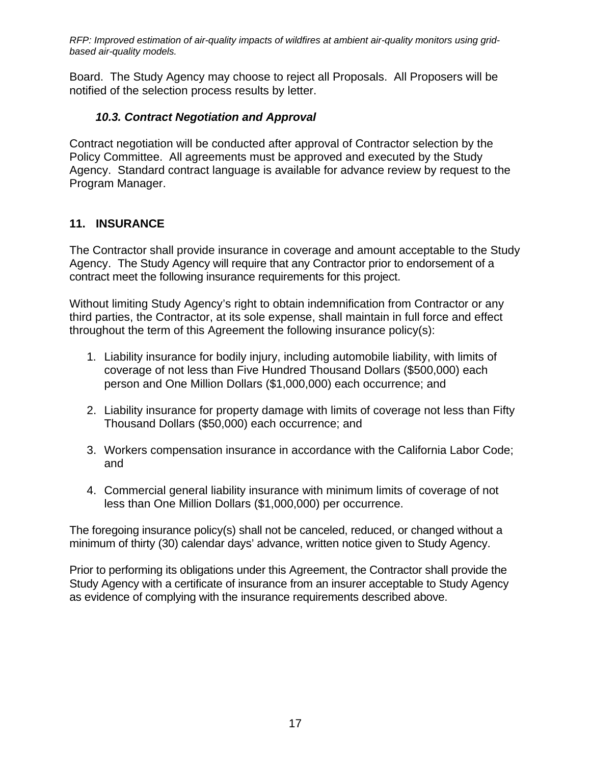Board. The Study Agency may choose to reject all Proposals. All Proposers will be notified of the selection process results by letter.

### *10.3. Contract Negotiation and Approval*

Contract negotiation will be conducted after approval of Contractor selection by the Policy Committee. All agreements must be approved and executed by the Study Agency. Standard contract language is available for advance review by request to the Program Manager.

## 11. INSURANCE

The Contractor shall provide insurance in coverage and amount acceptable to the Study Agency. The Study Agency will require that any Contractor prior to endorsement of a contract meet the following insurance requirements for this project.

Without limiting Study Agency's right to obtain indemnification from Contractor or any third parties, the Contractor, at its sole expense, shall maintain in full force and effect throughout the term of this Agreement the following insurance policy(s):

1. Liability insurance for bodily injury, including automobile liability, with limits of coverage of not less than Five Hundred Thousand Dollars ($500,000) each person and One Million Dollars ($1,000,000) each occurrence; and

2. Liability insurance for property damage with limits of coverage not less than Fifty Thousand Dollars ($50,000) each occurrence; and

3. Workers compensation insurance in accordance with the California Labor Code; and

4. Commercial general liability insurance with minimum limits of coverage of not less than One Million Dollars ($1,000,000) per occurrence.

The foregoing insurance policy(s) shall not be canceled, reduced, or changed without a minimum of thirty (30) calendar days' advance, written notice given to Study Agency.

Prior to performing its obligations under this Agreement, the Contractor shall provide the Study Agency with a certificate of insurance from an insurer acceptable to Study Agency as evidence of complying with the insurance requirements described above.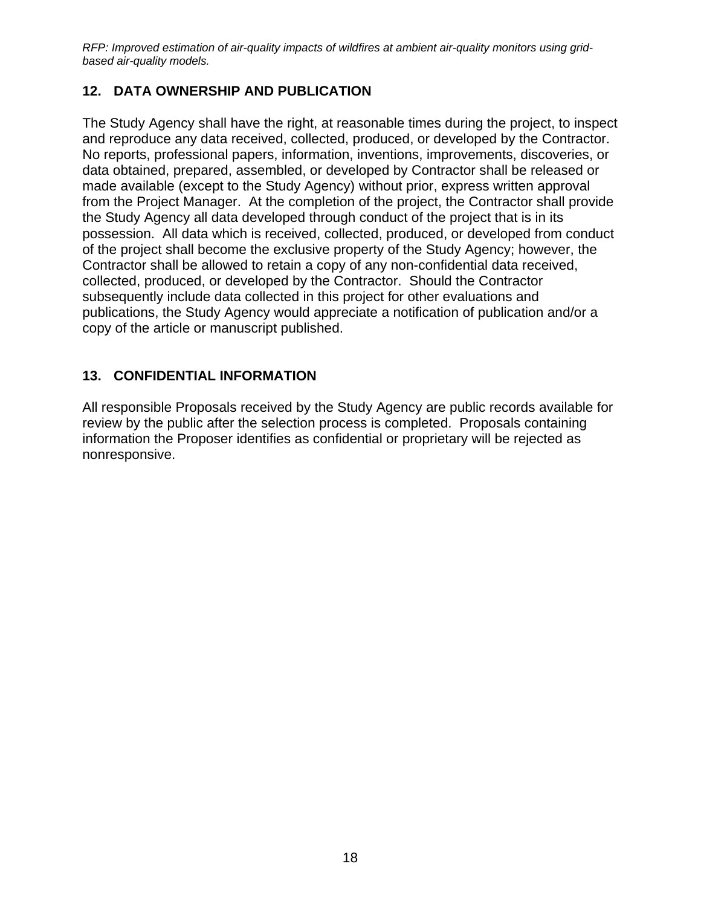## 12. DATA OWNERSHIP AND PUBLICATION

The Study Agency shall have the right, at reasonable times during the project, to inspect and reproduce any data received, collected, produced, or developed by the Contractor. No reports, professional papers, information, inventions, improvements, discoveries, or data obtained, prepared, assembled, or developed by Contractor shall be released or made available (except to the Study Agency) without prior, express written approval from the Project Manager. At the completion of the project, the Contractor shall provide the Study Agency all data developed through conduct of the project that is in its possession. All data which is received, collected, produced, or developed from conduct of the project shall become the exclusive property of the Study Agency; however, the Contractor shall be allowed to retain a copy of any non-confidential data received, collected, produced, or developed by the Contractor. Should the Contractor subsequently include data collected in this project for other evaluations and publications, the Study Agency would appreciate a notification of publication and/or a copy of the article or manuscript published.

## 13. CONFIDENTIAL INFORMATION

All responsible Proposals received by the Study Agency are public records available for review by the public after the selection process is completed. Proposals containing information the Proposer identifies as confidential or proprietary will be rejected as nonresponsive.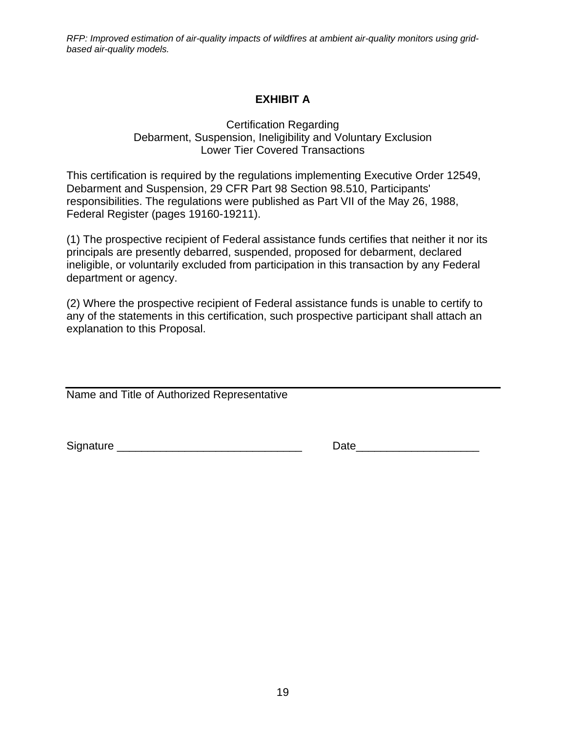# EXHIBIT A

Certification Regarding
Debarment, Suspension, Ineligibility and Voluntary Exclusion
Lower Tier Covered Transactions

This certification is required by the regulations implementing Executive Order 12549, Debarment and Suspension, 29 CFR Part 98 Section 98.510, Participants' responsibilities. The regulations were published as Part VII of the May 26, 1988, Federal Register (pages 19160-19211).

(1) The prospective recipient of Federal assistance funds certifies that neither it nor its principals are presently debarred, suspended, proposed for debarment, declared ineligible, or voluntarily excluded from participation in this transaction by any Federal department or agency.

(2) Where the prospective recipient of Federal assistance funds is unable to certify to any of the statements in this certification, such prospective participant shall attach an explanation to this Proposal.

\_\_\_\_\_\_\_\_\_\_\_\_\_\_\_\_\_\_\_\_\_\_\_\_\_\_\_\_\_\_\_\_\_\_\_\_\_\_\_\_\_\_\_\_\_\_\_\_\_\_\_\_\_\_\_\_\_\_

Name and Title of Authorized Representative

Signature \_\_\_\_\_\_\_\_\_\_\_\_\_\_\_\_\_\_\_\_\_\_\_\_\_\_\_\_\_\_ Date\_\_\_\_\_\_\_\_\_\_\_\_\_\_\_\_\_\_\_\_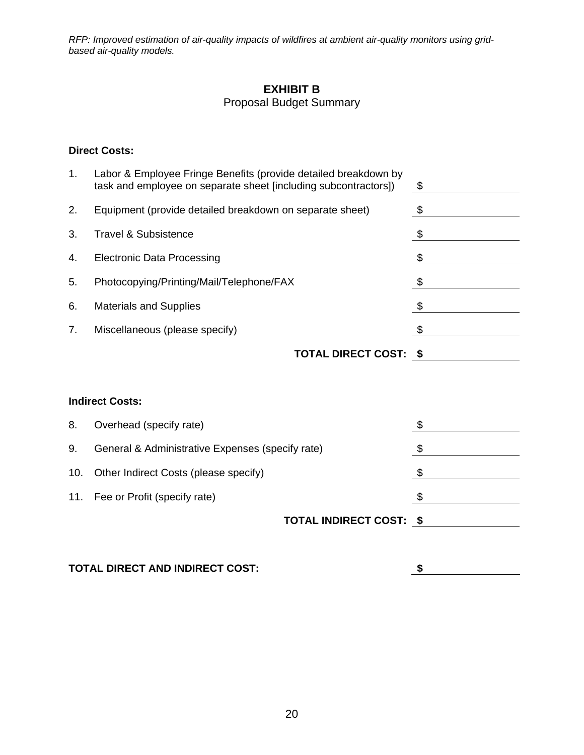*RFP: Improved estimation of air-quality impacts of wildfires at ambient air-quality monitors using grid-based air-quality models.*

## EXHIBIT B

Proposal Budget Summary

**Direct Costs:**

| | | |
|---|---|---|
| 1. | Labor & Employee Fringe Benefits (provide detailed breakdown by task and employee on separate sheet [including subcontractors]) | $ |
| 2. | Equipment (provide detailed breakdown on separate sheet) | $ |
| 3. | Travel & Subsistence | $ |
| 4. | Electronic Data Processing | $ |
| 5. | Photocopying/Printing/Mail/Telephone/FAX | $ |
| 6. | Materials and Supplies | $ |
| 7. | Miscellaneous (please specify) | $ |
| | **TOTAL DIRECT COST:** | **$** |

**Indirect Costs:**

| | | |
|---|---|---|
| 8. | Overhead (specify rate) | $ |
| 9. | General & Administrative Expenses (specify rate) | $ |
| 10. | Other Indirect Costs (please specify) | $ |
| 11. | Fee or Profit (specify rate) | $ |
| | **TOTAL INDIRECT COST:** | **$** |

**TOTAL DIRECT AND INDIRECT COST:** **$**